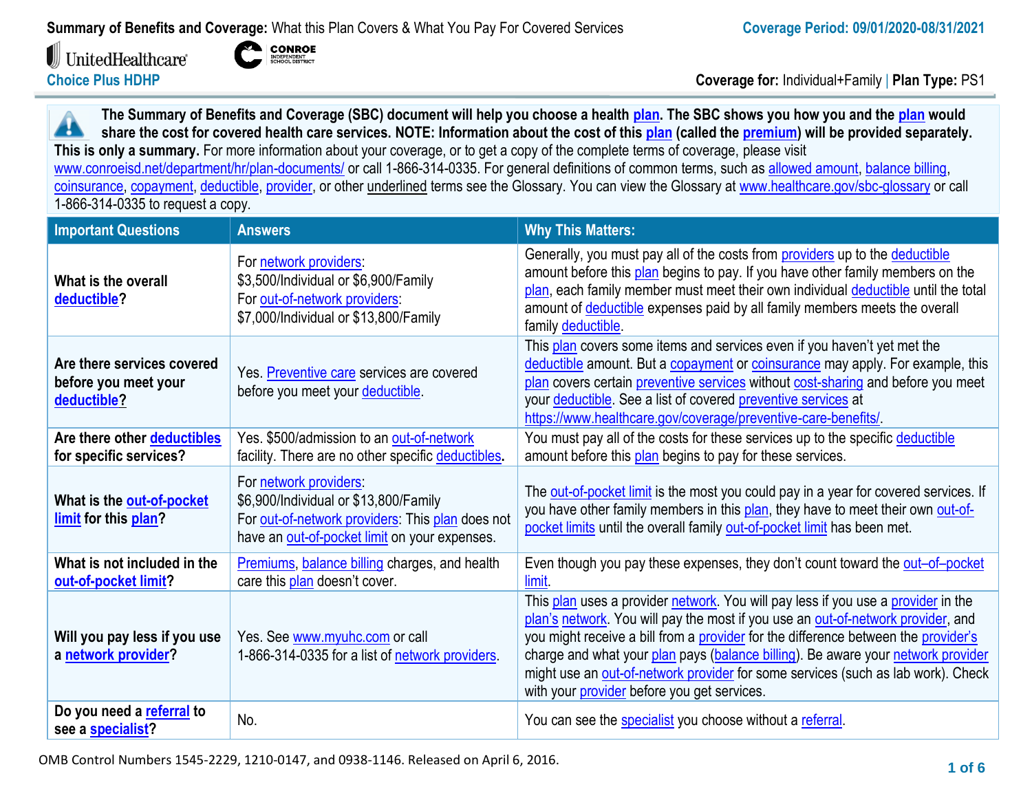**Summary of Benefits and Coverage:** What this Plan Covers & What You Pay For Covered Services

**Coverage Period: 09/01/2020-08/31/2021**

UnitedHealthcare | CONROE INDEPENDENT SCHOOL DISTRICT

**Choice Plus HDHP**

**Coverage for:** Individual+Family | **Plan Type:** PS1

**The Summary of Benefits and Coverage (SBC) document will help you choose a health plan. The SBC shows you how you and the plan would share the cost for covered health care services. NOTE: Information about the cost of this plan (called the premium) will be provided separately. This is only a summary.** For more information about your coverage, or to get a copy of the complete terms of coverage, please visit www.conroeisd.net/department/hr/plan-documents/ or call 1-866-314-0335. For general definitions of common terms, such as allowed amount, balance billing, coinsurance, copayment, deductible, provider, or other underlined terms see the Glossary. You can view the Glossary at www.healthcare.gov/sbc-glossary or call 1-866-314-0335 to request a copy.

| Important Questions | Answers | Why This Matters: |
|---|---|---|
| **What is the overall deductible?** | For network providers:<br>$3,500/Individual or $6,900/Family<br>For out-of-network providers:<br>$7,000/Individual or $13,800/Family | Generally, you must pay all of the costs from providers up to the deductible amount before this plan begins to pay. If you have other family members on the plan, each family member must meet their own individual deductible until the total amount of deductible expenses paid by all family members meets the overall family deductible. |
| **Are there services covered before you meet your deductible?** | Yes. Preventive care services are covered before you meet your deductible. | This plan covers some items and services even if you haven't yet met the deductible amount. But a copayment or coinsurance may apply. For example, this plan covers certain preventive services without cost-sharing and before you meet your deductible. See a list of covered preventive services at https://www.healthcare.gov/coverage/preventive-care-benefits/. |
| **Are there other deductibles for specific services?** | Yes. $500/admission to an out-of-network facility. There are no other specific deductibles. | You must pay all of the costs for these services up to the specific deductible amount before this plan begins to pay for these services. |
| **What is the out-of-pocket limit for this plan?** | For network providers:<br>$6,900/Individual or $13,800/Family<br>For out-of-network providers: This plan does not have an out-of-pocket limit on your expenses. | The out-of-pocket limit is the most you could pay in a year for covered services. If you have other family members in this plan, they have to meet their own out-of-pocket limits until the overall family out-of-pocket limit has been met. |
| **What is not included in the out-of-pocket limit?** | Premiums, balance billing charges, and health care this plan doesn't cover. | Even though you pay these expenses, they don't count toward the out–of–pocket limit. |
| **Will you pay less if you use a network provider?** | Yes. See www.myuhc.com or call 1-866-314-0335 for a list of network providers. | This plan uses a provider network. You will pay less if you use a provider in the plan's network. You will pay the most if you use an out-of-network provider, and you might receive a bill from a provider for the difference between the provider's charge and what your plan pays (balance billing). Be aware your network provider might use an out-of-network provider for some services (such as lab work). Check with your provider before you get services. |
| **Do you need a referral to see a specialist?** | No. | You can see the specialist you choose without a referral. |

OMB Control Numbers 1545-2229, 1210-0147, and 0938-1146. Released on April 6, 2016.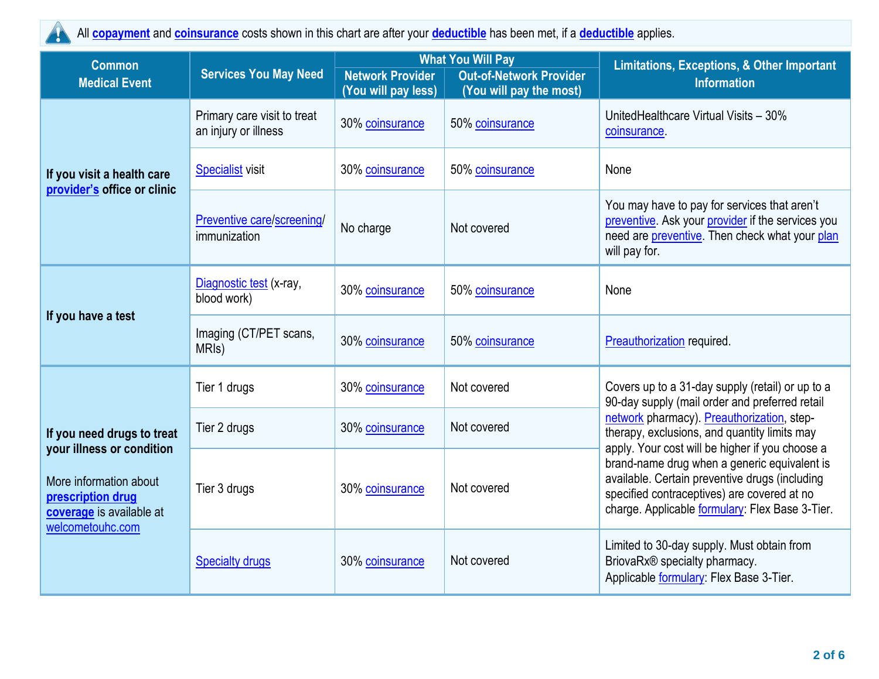All copayment and coinsurance costs shown in this chart are after your deductible has been met, if a deductible applies.

| Common Medical Event | Services You May Need | What You Will Pay | | Limitations, Exceptions, & Other Important Information |
|---|---|---|---|---|
| | | Network Provider (You will pay less) | Out-of-Network Provider (You will pay the most) | |
| If you visit a health care provider's office or clinic | Primary care visit to treat an injury or illness | 30% coinsurance | 50% coinsurance | UnitedHealthcare Virtual Visits – 30% coinsurance. |
| | Specialist visit | 30% coinsurance | 50% coinsurance | None |
| | Preventive care/screening/ immunization | No charge | Not covered | You may have to pay for services that aren't preventive. Ask your provider if the services you need are preventive. Then check what your plan will pay for. |
| If you have a test | Diagnostic test (x-ray, blood work) | 30% coinsurance | 50% coinsurance | None |
| | Imaging (CT/PET scans, MRIs) | 30% coinsurance | 50% coinsurance | Preauthorization required. |
| If you need drugs to treat your illness or condition<br><br>More information about prescription drug coverage is available at welcometouhc.com | Tier 1 drugs | 30% coinsurance | Not covered | Covers up to a 31-day supply (retail) or up to a 90-day supply (mail order and preferred retail network pharmacy). Preauthorization, step-therapy, exclusions, and quantity limits may apply. Your cost will be higher if you choose a brand-name drug when a generic equivalent is available. Certain preventive drugs (including specified contraceptives) are covered at no charge. Applicable formulary: Flex Base 3-Tier. |
| | Tier 2 drugs | 30% coinsurance | Not covered | |
| | Tier 3 drugs | 30% coinsurance | Not covered | |
| | Specialty drugs | 30% coinsurance | Not covered | Limited to 30-day supply. Must obtain from BriovaRx® specialty pharmacy. Applicable formulary: Flex Base 3-Tier. |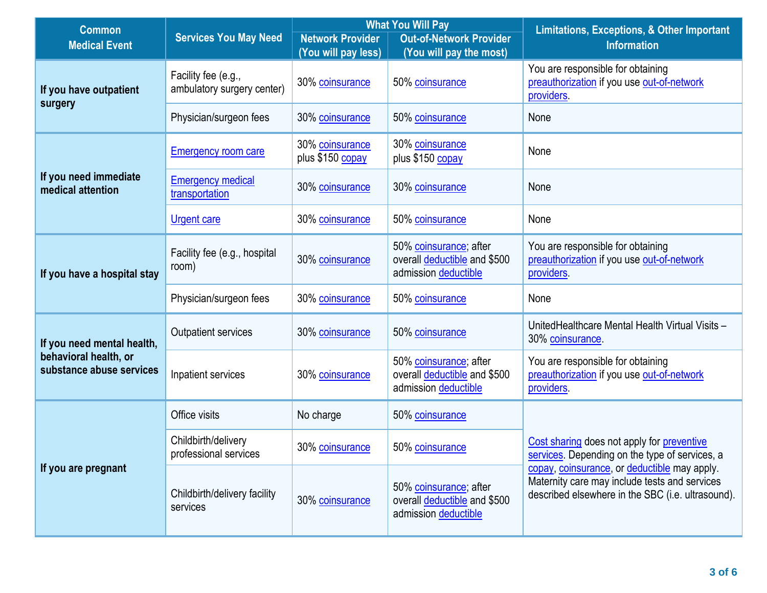| Common Medical Event | Services You May Need | What You Will Pay | | Limitations, Exceptions, & Other Important Information |
|---|---|---|---|---|
| | | Network Provider (You will pay less) | Out-of-Network Provider (You will pay the most) | |
| If you have outpatient surgery | Facility fee (e.g., ambulatory surgery center) | 30% coinsurance | 50% coinsurance | You are responsible for obtaining preauthorization if you use out-of-network providers. |
| | Physician/surgeon fees | 30% coinsurance | 50% coinsurance | None |
| If you need immediate medical attention | Emergency room care | 30% coinsurance plus $150 copay | 30% coinsurance plus $150 copay | None |
| | Emergency medical transportation | 30% coinsurance | 30% coinsurance | None |
| | Urgent care | 30% coinsurance | 50% coinsurance | None |
| If you have a hospital stay | Facility fee (e.g., hospital room) | 30% coinsurance | 50% coinsurance; after overall deductible and $500 admission deductible | You are responsible for obtaining preauthorization if you use out-of-network providers. |
| | Physician/surgeon fees | 30% coinsurance | 50% coinsurance | None |
| If you need mental health, behavioral health, or substance abuse services | Outpatient services | 30% coinsurance | 50% coinsurance | UnitedHealthcare Mental Health Virtual Visits – 30% coinsurance. |
| | Inpatient services | 30% coinsurance | 50% coinsurance; after overall deductible and $500 admission deductible | You are responsible for obtaining preauthorization if you use out-of-network providers. |
| If you are pregnant | Office visits | No charge | 50% coinsurance | Cost sharing does not apply for preventive services. Depending on the type of services, a copay, coinsurance, or deductible may apply. Maternity care may include tests and services described elsewhere in the SBC (i.e. ultrasound). |
| | Childbirth/delivery professional services | 30% coinsurance | 50% coinsurance | |
| | Childbirth/delivery facility services | 30% coinsurance | 50% coinsurance; after overall deductible and $500 admission deductible | |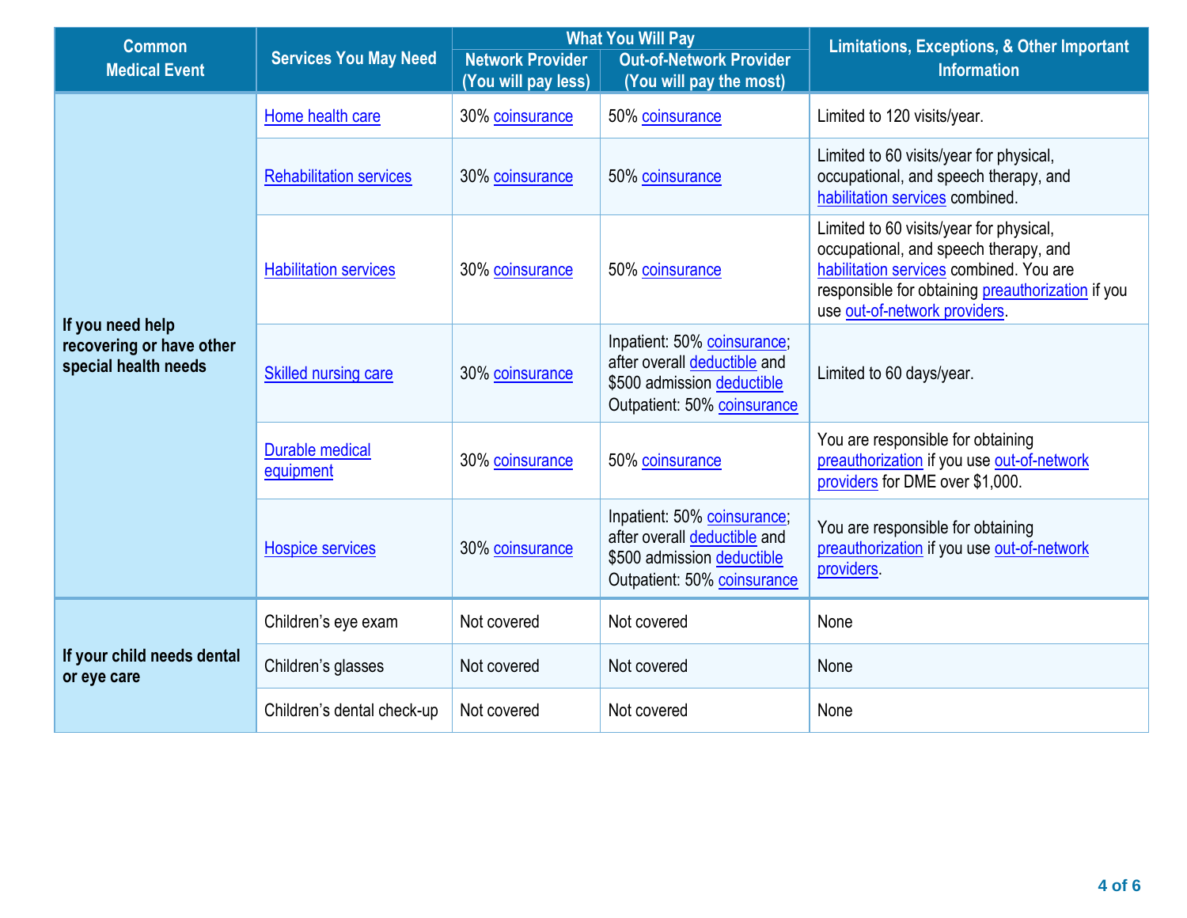| Common Medical Event | Services You May Need | What You Will Pay | | Limitations, Exceptions, & Other Important Information |
|---|---|---|---|---|
| | | Network Provider (You will pay less) | Out-of-Network Provider (You will pay the most) | |
| If you need help recovering or have other special health needs | Home health care | 30% coinsurance | 50% coinsurance | Limited to 120 visits/year. |
| | Rehabilitation services | 30% coinsurance | 50% coinsurance | Limited to 60 visits/year for physical, occupational, and speech therapy, and habilitation services combined. |
| | Habilitation services | 30% coinsurance | 50% coinsurance | Limited to 60 visits/year for physical, occupational, and speech therapy, and habilitation services combined. You are responsible for obtaining preauthorization if you use out-of-network providers. |
| | Skilled nursing care | 30% coinsurance | Inpatient: 50% coinsurance; after overall deductible and $500 admission deductible Outpatient: 50% coinsurance | Limited to 60 days/year. |
| | Durable medical equipment | 30% coinsurance | 50% coinsurance | You are responsible for obtaining preauthorization if you use out-of-network providers for DME over $1,000. |
| | Hospice services | 30% coinsurance | Inpatient: 50% coinsurance; after overall deductible and $500 admission deductible Outpatient: 50% coinsurance | You are responsible for obtaining preauthorization if you use out-of-network providers. |
| If your child needs dental or eye care | Children's eye exam | Not covered | Not covered | None |
| | Children's glasses | Not covered | Not covered | None |
| | Children's dental check-up | Not covered | Not covered | None |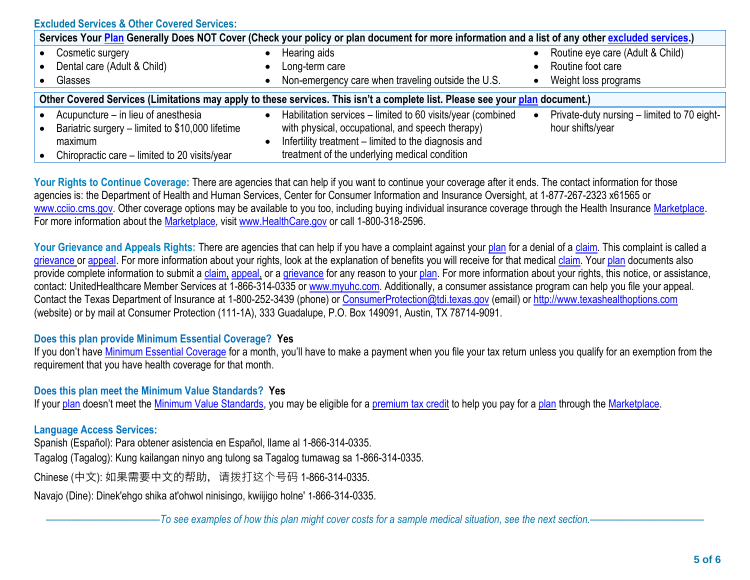## Excluded Services & Other Covered Services:

| Services Your Plan Generally Does NOT Cover (Check your policy or plan document for more information and a list of any other excluded services.) | | |
|---|---|---|
| • Cosmetic surgery<br>• Dental care (Adult & Child)<br>• Glasses | • Hearing aids<br>• Long-term care<br>• Non-emergency care when traveling outside the U.S. | • Routine eye care (Adult & Child)<br>• Routine foot care<br>• Weight loss programs |

| Other Covered Services (Limitations may apply to these services. This isn't a complete list. Please see your plan document.) | | |
|---|---|---|
| • Acupuncture – in lieu of anesthesia<br>• Bariatric surgery – limited to $10,000 lifetime maximum<br>• Chiropractic care – limited to 20 visits/year | • Habilitation services – limited to 60 visits/year (combined with physical, occupational, and speech therapy)<br>• Infertility treatment – limited to the diagnosis and treatment of the underlying medical condition | • Private-duty nursing – limited to 70 eight-hour shifts/year |

**Your Rights to Continue Coverage:** There are agencies that can help if you want to continue your coverage after it ends. The contact information for those agencies is: the Department of Health and Human Services, Center for Consumer Information and Insurance Oversight, at 1-877-267-2323 x61565 or www.cciio.cms.gov. Other coverage options may be available to you too, including buying individual insurance coverage through the Health Insurance Marketplace. For more information about the Marketplace, visit www.HealthCare.gov or call 1-800-318-2596.

**Your Grievance and Appeals Rights:** There are agencies that can help if you have a complaint against your plan for a denial of a claim. This complaint is called a grievance or appeal. For more information about your rights, look at the explanation of benefits you will receive for that medical claim. Your plan documents also provide complete information to submit a claim, appeal, or a grievance for any reason to your plan. For more information about your rights, this notice, or assistance, contact: UnitedHealthcare Member Services at 1-866-314-0335 or www.myuhc.com. Additionally, a consumer assistance program can help you file your appeal. Contact the Texas Department of Insurance at 1-800-252-3439 (phone) or ConsumerProtection@tdi.texas.gov (email) or http://www.texashealthoptions.com (website) or by mail at Consumer Protection (111-1A), 333 Guadalupe, P.O. Box 149091, Austin, TX 78714-9091.

**Does this plan provide Minimum Essential Coverage? Yes**

If you don't have Minimum Essential Coverage for a month, you'll have to make a payment when you file your tax return unless you qualify for an exemption from the requirement that you have health coverage for that month.

**Does this plan meet the Minimum Value Standards? Yes**

If your plan doesn't meet the Minimum Value Standards, you may be eligible for a premium tax credit to help you pay for a plan through the Marketplace.

**Language Access Services:**

Spanish (Español): Para obtener asistencia en Español, llame al 1-866-314-0335.

Tagalog (Tagalog): Kung kailangan ninyo ang tulong sa Tagalog tumawag sa 1-866-314-0335.

Chinese (中文): 如果需要中文的帮助， 请拨打这个号码 1-866-314-0335.

Navajo (Dine): Dinek'ehgo shika at'ohwol ninisingo, kwiijigo holne' 1-866-314-0335.

*——————————To see examples of how this plan might cover costs for a sample medical situation, see the next section.——————————*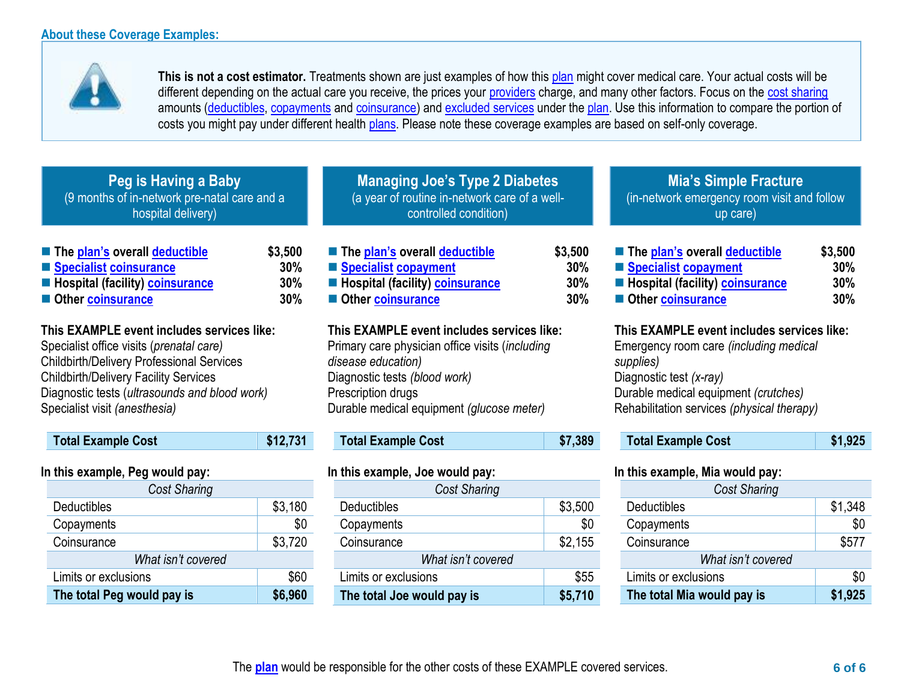**About these Coverage Examples:**

**This is not a cost estimator.** Treatments shown are just examples of how this plan might cover medical care. Your actual costs will be different depending on the actual care you receive, the prices your providers charge, and many other factors. Focus on the cost sharing amounts (deductibles, copayments and coinsurance) and excluded services under the plan. Use this information to compare the portion of costs you might pay under different health plans. Please note these coverage examples are based on self-only coverage.

## Peg is Having a Baby
(9 months of in-network pre-natal care and a hospital delivery)

- **The plan's overall deductible** — **$3,500**
- **Specialist coinsurance** — **30%**
- **Hospital (facility) coinsurance** — **30%**
- **Other coinsurance** — **30%**

**This EXAMPLE event includes services like:**
Specialist office visits (*prenatal care)*
Childbirth/Delivery Professional Services
Childbirth/Delivery Facility Services
Diagnostic tests (*ultrasounds and blood work)*
Specialist visit *(anesthesia)*

| **Total Example Cost** | **$12,731** |
|---|---|

**In this example, Peg would pay:**

| *Cost Sharing* | |
|---|---|
| Deductibles | $3,180 |
| Copayments | $0 |
| Coinsurance | $3,720 |
| *What isn't covered* | |
| Limits or exclusions | $60 |
| **The total Peg would pay is** | **$6,960** |

## Managing Joe's Type 2 Diabetes
(a year of routine in-network care of a well-controlled condition)

- **The plan's overall deductible** — **$3,500**
- **Specialist copayment** — **30%**
- **Hospital (facility) coinsurance** — **30%**
- **Other coinsurance** — **30%**

**This EXAMPLE event includes services like:**
Primary care physician office visits (*including disease education)*
Diagnostic tests *(blood work)*
Prescription drugs
Durable medical equipment *(glucose meter)*

| **Total Example Cost** | **$7,389** |
|---|---|

**In this example, Joe would pay:**

| *Cost Sharing* | |
|---|---|
| Deductibles | $3,500 |
| Copayments | $0 |
| Coinsurance | $2,155 |
| *What isn't covered* | |
| Limits or exclusions | $55 |
| **The total Joe would pay is** | **$5,710** |

## Mia's Simple Fracture
(in-network emergency room visit and follow up care)

- **The plan's overall deductible** — **$3,500**
- **Specialist copayment** — **30%**
- **Hospital (facility) coinsurance** — **30%**
- **Other coinsurance** — **30%**

**This EXAMPLE event includes services like:**
Emergency room care *(including medical supplies)*
Diagnostic test *(x-ray)*
Durable medical equipment *(crutches)*
Rehabilitation services *(physical therapy)*

| **Total Example Cost** | **$1,925** |
|---|---|

**In this example, Mia would pay:**

| *Cost Sharing* | |
|---|---|
| Deductibles | $1,348 |
| Copayments | $0 |
| Coinsurance | $577 |
| *What isn't covered* | |
| Limits or exclusions | $0 |
| **The total Mia would pay is** | **$1,925** |

The **plan** would be responsible for the other costs of these EXAMPLE covered services.